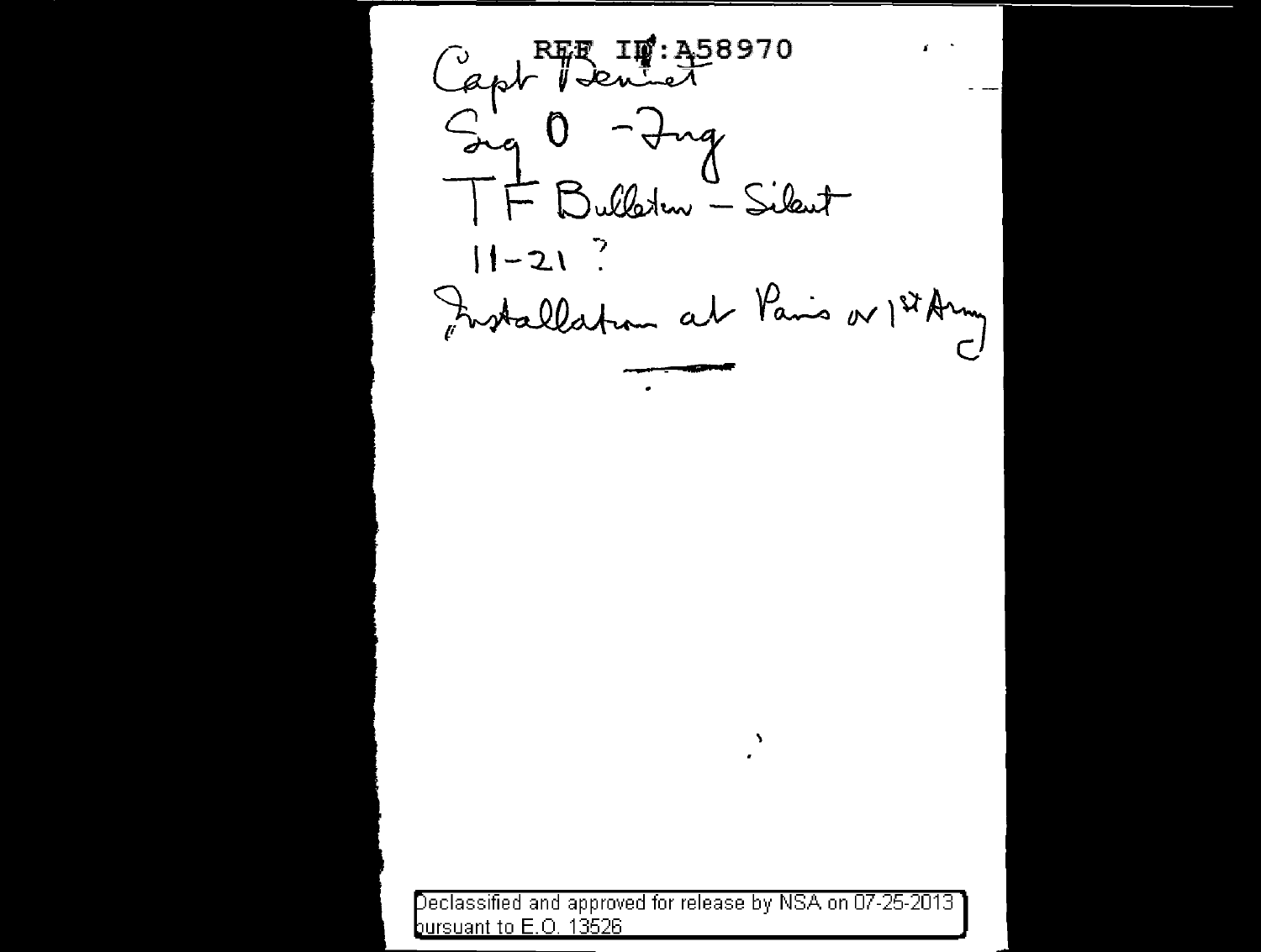REF ID:A58970

Capt Beniet

Sig O - Ing

TF Bulletin - Silent

11-21 ?

Installation at Paris or 1st Army

Declassified and approved for release by NSA on 07-25-2013 pursuant to E.O. 13526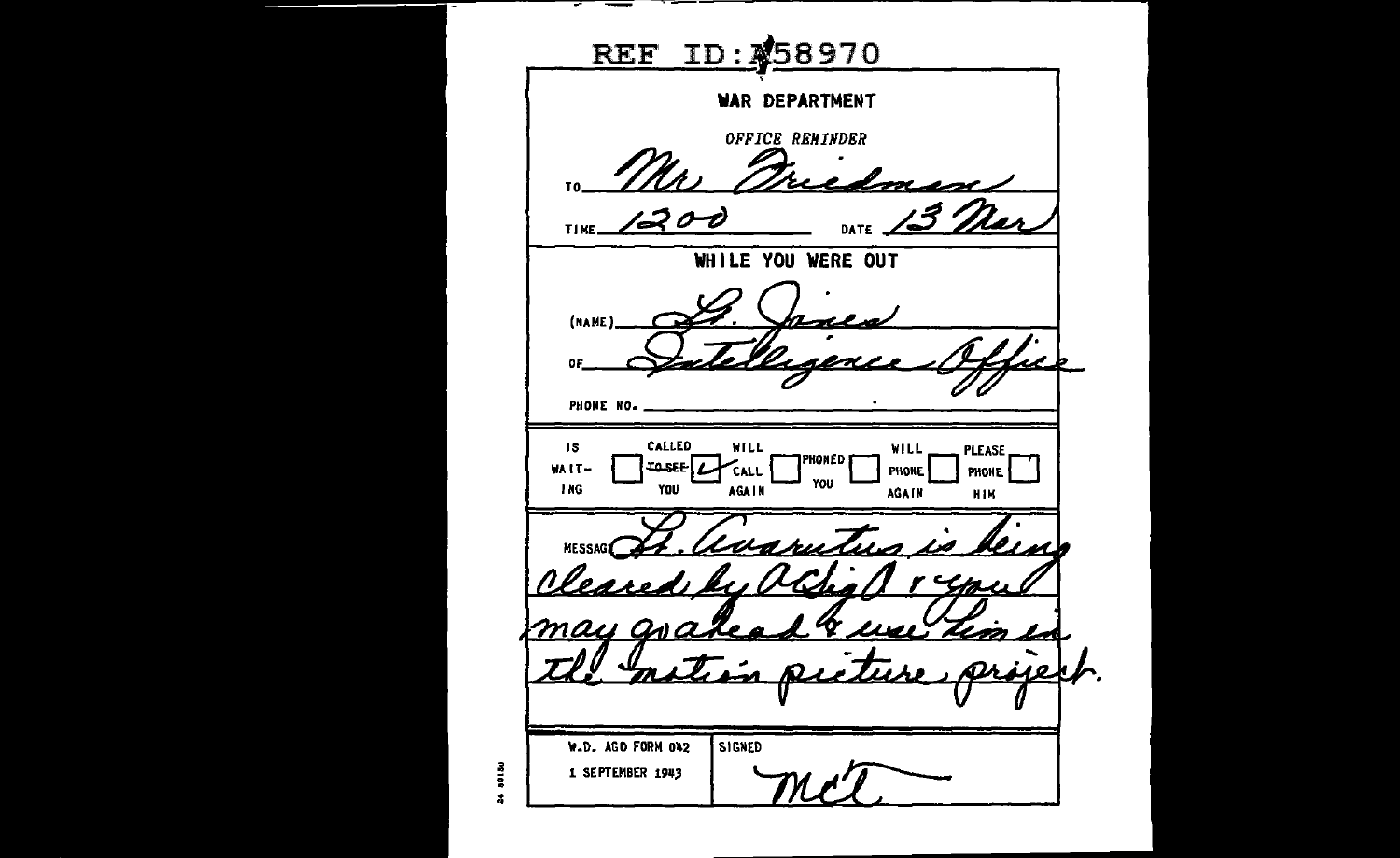REF ID:A58970

**WAR DEPARTMENT**

*OFFICE REMINDER*

TO Mr Friedman

TIME 1200 DATE 13 Mar

**WHILE YOU WERE OUT**

(NAME) Lt. Jones

OF Intelligence Office

PHONE NO.

| IS WAITING | CALLED ~~TO SEE~~ YOU | WILL CALL AGAIN | PHONED YOU | WILL PHONE AGAIN | PLEASE PHONE HIM |
|---|---|---|---|---|---|
| [ ] | [✓] | [ ] | [ ] | [ ] | [ ] |

MESSAGE Lt. Auarutus is being cleared by ACofS G-2 & you may go ahead & use him in the motion picture project.

W.D. AGO FORM 042
1 SEPTEMBER 1943

SIGNED MCL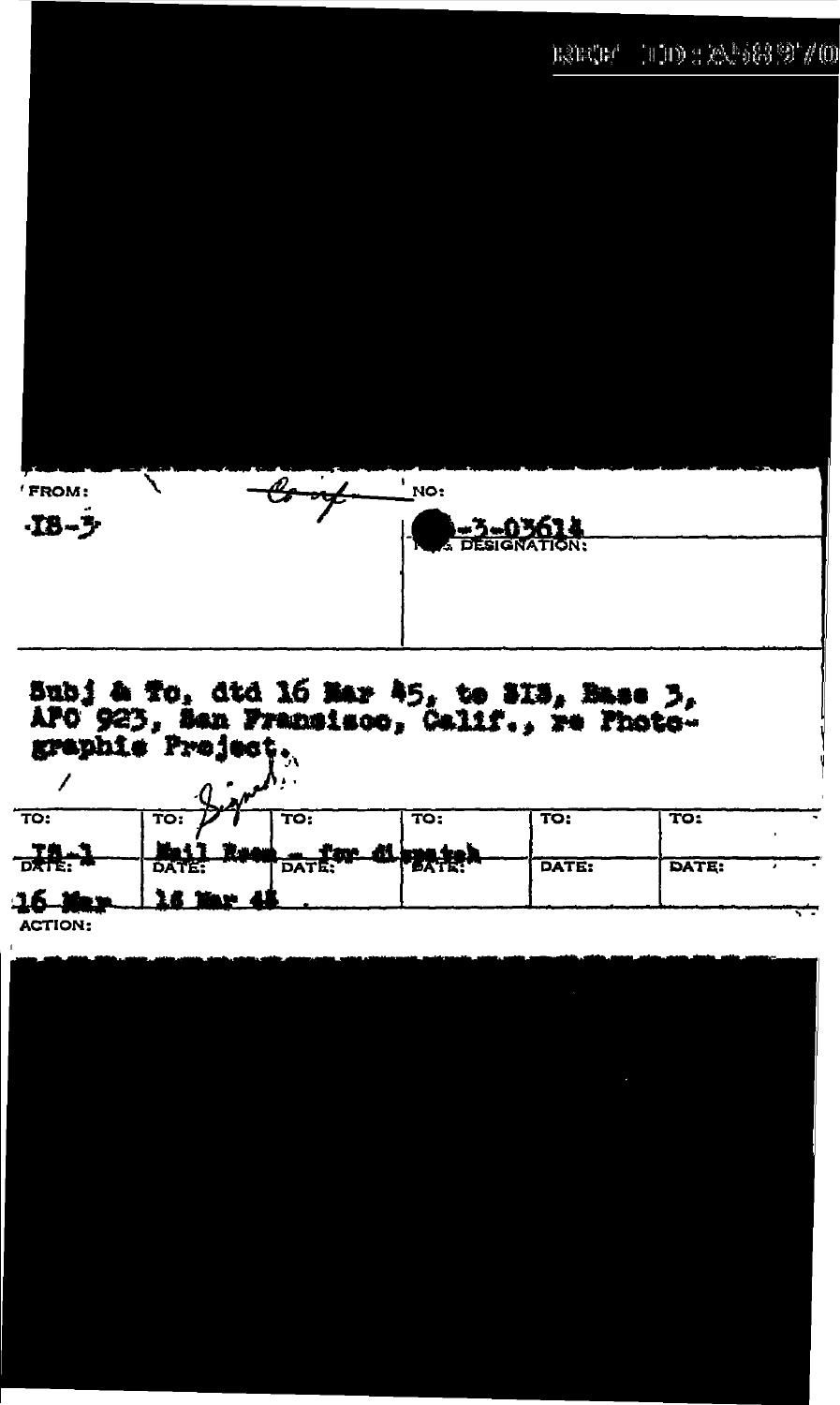REF ID:A68970

FROM:
IS-3

NO:
-3-03614
DESIGNATION:

Subj & To, dtd 16 Mar 45, to SIS, Base 3, APO 923, San Fransisco, Calif., re Photographic Project.

Signed

| TO: | TO: | TO: | TO: | TO: | TO: |
|---|---|---|---|---|---|
| IS-1 | Mail Room - for dispatch | | | | |
| DATE: | DATE: | DATE: | DATE: | DATE: | DATE: |
| 16 Mar | 16 Mar 45 | | | | |

ACTION: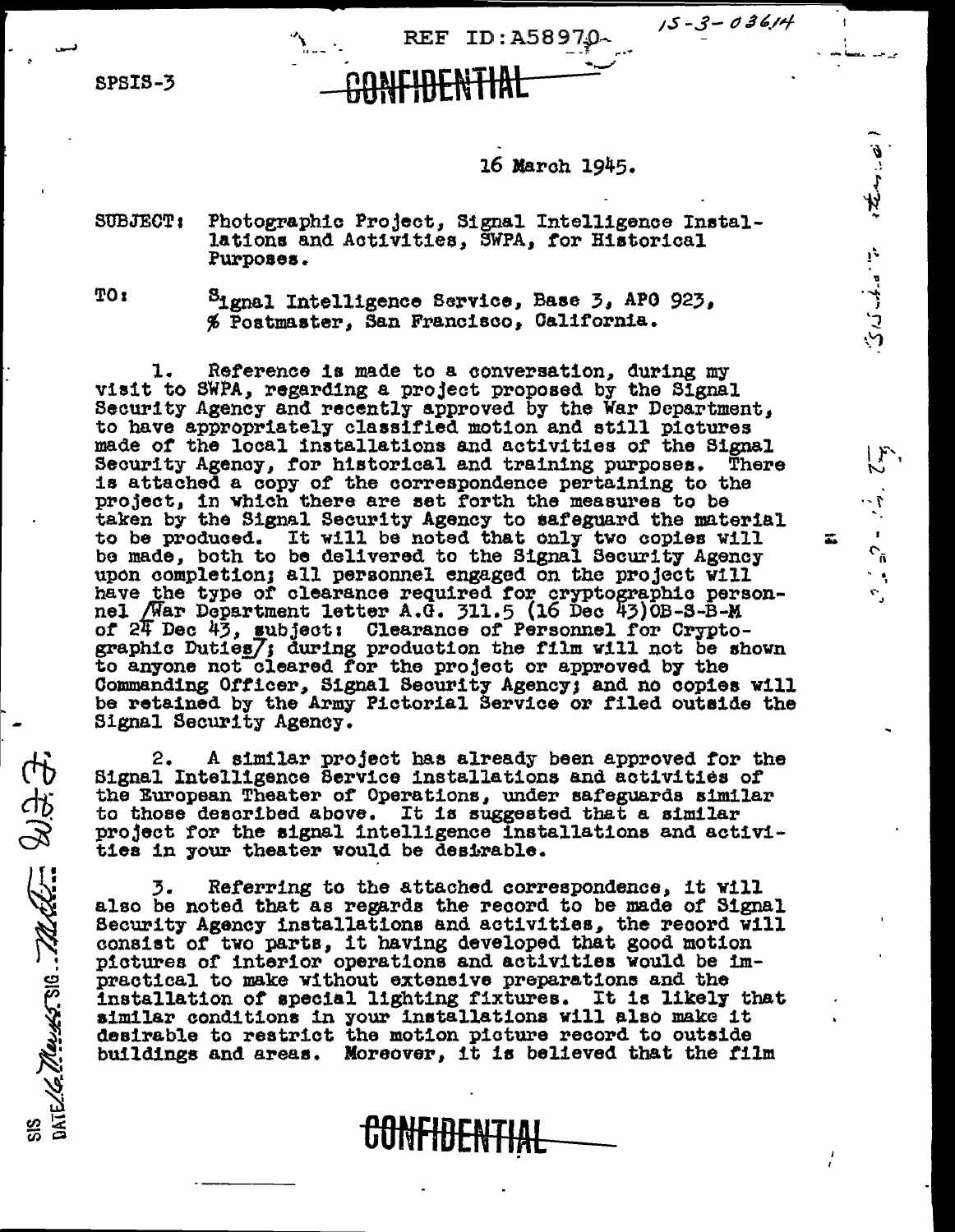REF ID:A58970

15-3-03614

SPSIS-3

CONFIDENTIAL

16 March 1945.

SUBJECT: Photographic Project, Signal Intelligence Installations and Activities, SWPA, for Historical Purposes.

TO: Signal Intelligence Service, Base 3, APO 923, % Postmaster, San Francisco, California.

1. Reference is made to a conversation, during my visit to SWPA, regarding a project proposed by the Signal Security Agency and recently approved by the War Department, to have appropriately classified motion and still pictures made of the local installations and activities of the Signal Security Agency, for historical and training purposes. There is attached a copy of the correspondence pertaining to the project, in which there are set forth the measures to be taken by the Signal Security Agency to safeguard the material to be produced. It will be noted that only two copies will be made, both to be delivered to the Signal Security Agency upon completion; all personnel engaged on the project will have the type of clearance required for cryptographic personnel [War Department letter A.G. 311.5 (16 Dec 43)OB-S-B-M of 24 Dec 43, subject: Clearance of Personnel for Cryptographic Duties]; during production the film will not be shown to anyone not cleared for the project or approved by the Commanding Officer, Signal Security Agency; and no copies will be retained by the Army Pictorial Service or filed outside the Signal Security Agency.

2. A similar project has already been approved for the Signal Intelligence Service installations and activities of the European Theater of Operations, under safeguards similar to those described above. It is suggested that a similar project for the signal intelligence installations and activities in your theater would be desirable.

3. Referring to the attached correspondence, it will also be noted that as regards the record to be made of Signal Security Agency installations and activities, the record will consist of two parts, it having developed that good motion pictures of interior operations and activities would be impractical to make without extensive preparations and the installation of special lighting fixtures. It is likely that similar conditions in your installations will also make it desirable to restrict the motion picture record to outside buildings and areas. Moreover, it is believed that the film

CONFIDENTIAL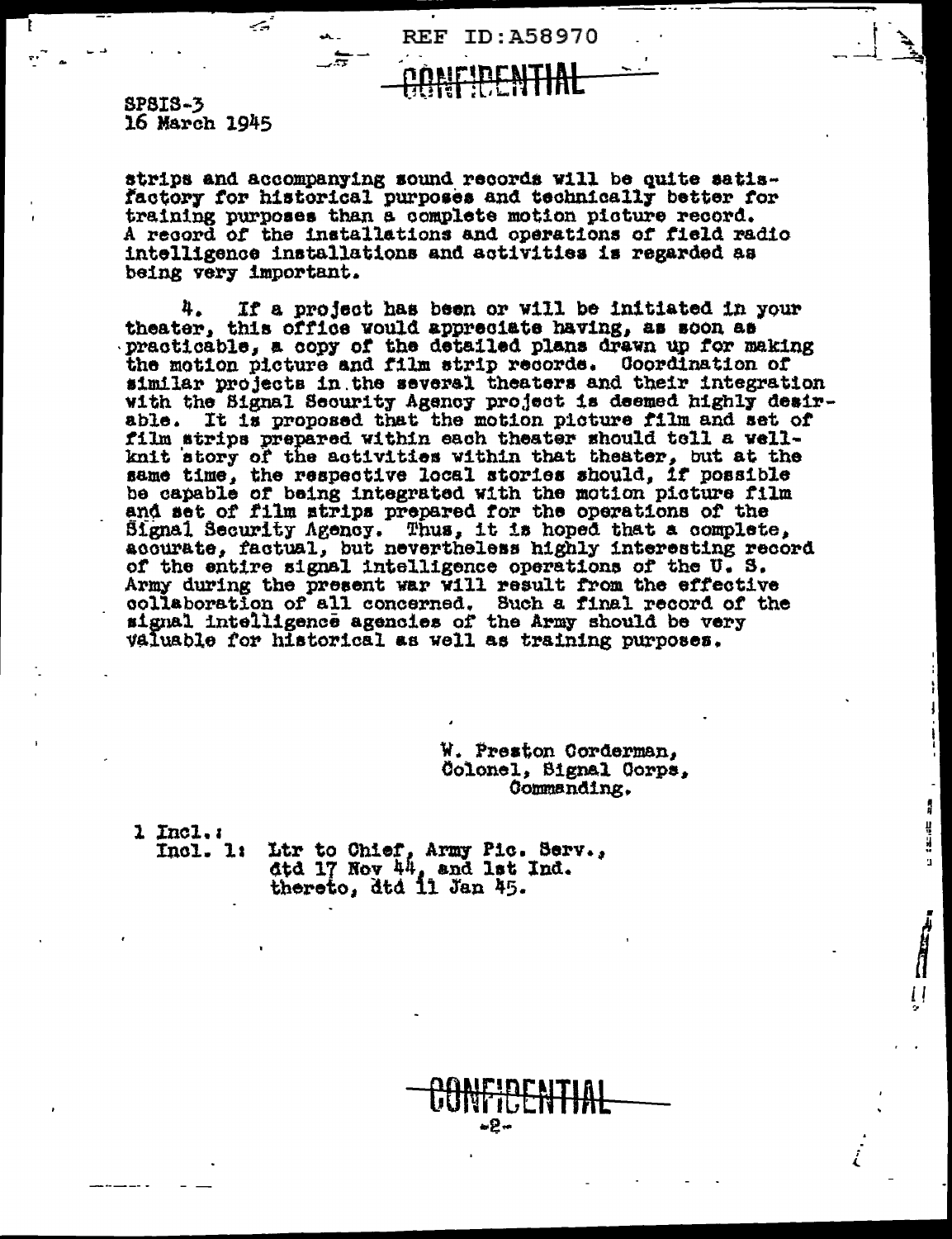SPSIS-3
16 March 1945

strips and accompanying sound records will be quite satisfactory for historical purposes and technically better for training purposes than a complete motion picture record. A record of the installations and operations of field radio intelligence installations and activities is regarded as being very important.

4. If a project has been or will be initiated in your theater, this office would appreciate having, as soon as practicable, a copy of the detailed plans drawn up for making the motion picture and film strip records. Coordination of similar projects in the several theaters and their integration with the Signal Security Agency project is deemed highly desirable. It is proposed that the motion picture film and set of film strips prepared within each theater should tell a well-knit story of the activities within that theater, but at the same time, the respective local stories should, if possible be capable of being integrated with the motion picture film and set of film strips prepared for the operations of the Signal Security Agency. Thus, it is hoped that a complete, accurate, factual, but nevertheless highly interesting record of the entire signal intelligence operations of the U. S. Army during the present war will result from the effective collaboration of all concerned. Such a final record of the signal intelligence agencies of the Army should be very valuable for historical as well as training purposes.

W. Preston Corderman,
Colonel, Signal Corps,
Commanding.

1 Incl.:
Incl. 1: Ltr to Chief, Army Pic. Serv., dtd 17 Nov 44, and 1st Ind. thereto, dtd 11 Jan 45.